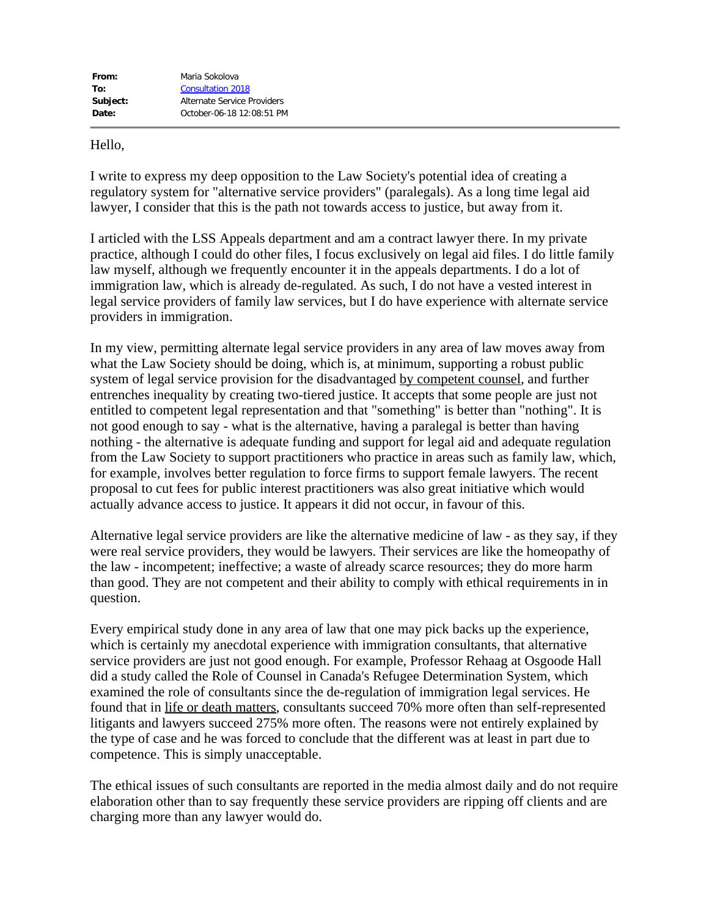| | |
|---|---|
| **From:** | Maria Sokolova |
| **To:** | Consultation 2018 |
| **Subject:** | Alternate Service Providers |
| **Date:** | October-06-18 12:08:51 PM |

Hello,

I write to express my deep opposition to the Law Society's potential idea of creating a regulatory system for "alternative service providers" (paralegals). As a long time legal aid lawyer, I consider that this is the path not towards access to justice, but away from it.

I articled with the LSS Appeals department and am a contract lawyer there. In my private practice, although I could do other files, I focus exclusively on legal aid files. I do little family law myself, although we frequently encounter it in the appeals departments. I do a lot of immigration law, which is already de-regulated. As such, I do not have a vested interest in legal service providers of family law services, but I do have experience with alternate service providers in immigration.

In my view, permitting alternate legal service providers in any area of law moves away from what the Law Society should be doing, which is, at minimum, supporting a robust public system of legal service provision for the disadvantaged <u>by competent counsel</u>, and further entrenches inequality by creating two-tiered justice. It accepts that some people are just not entitled to competent legal representation and that "something" is better than "nothing". It is not good enough to say - what is the alternative, having a paralegal is better than having nothing - the alternative is adequate funding and support for legal aid and adequate regulation from the Law Society to support practitioners who practice in areas such as family law, which, for example, involves better regulation to force firms to support female lawyers. The recent proposal to cut fees for public interest practitioners was also great initiative which would actually advance access to justice. It appears it did not occur, in favour of this.

Alternative legal service providers are like the alternative medicine of law - as they say, if they were real service providers, they would be lawyers. Their services are like the homeopathy of the law - incompetent; ineffective; a waste of already scarce resources; they do more harm than good. They are not competent and their ability to comply with ethical requirements in in question.

Every empirical study done in any area of law that one may pick backs up the experience, which is certainly my anecdotal experience with immigration consultants, that alternative service providers are just not good enough. For example, Professor Rehaag at Osgoode Hall did a study called the Role of Counsel in Canada's Refugee Determination System, which examined the role of consultants since the de-regulation of immigration legal services. He found that in <u>life or death matters</u>, consultants succeed 70% more often than self-represented litigants and lawyers succeed 275% more often. The reasons were not entirely explained by the type of case and he was forced to conclude that the different was at least in part due to competence. This is simply unacceptable.

The ethical issues of such consultants are reported in the media almost daily and do not require elaboration other than to say frequently these service providers are ripping off clients and are charging more than any lawyer would do.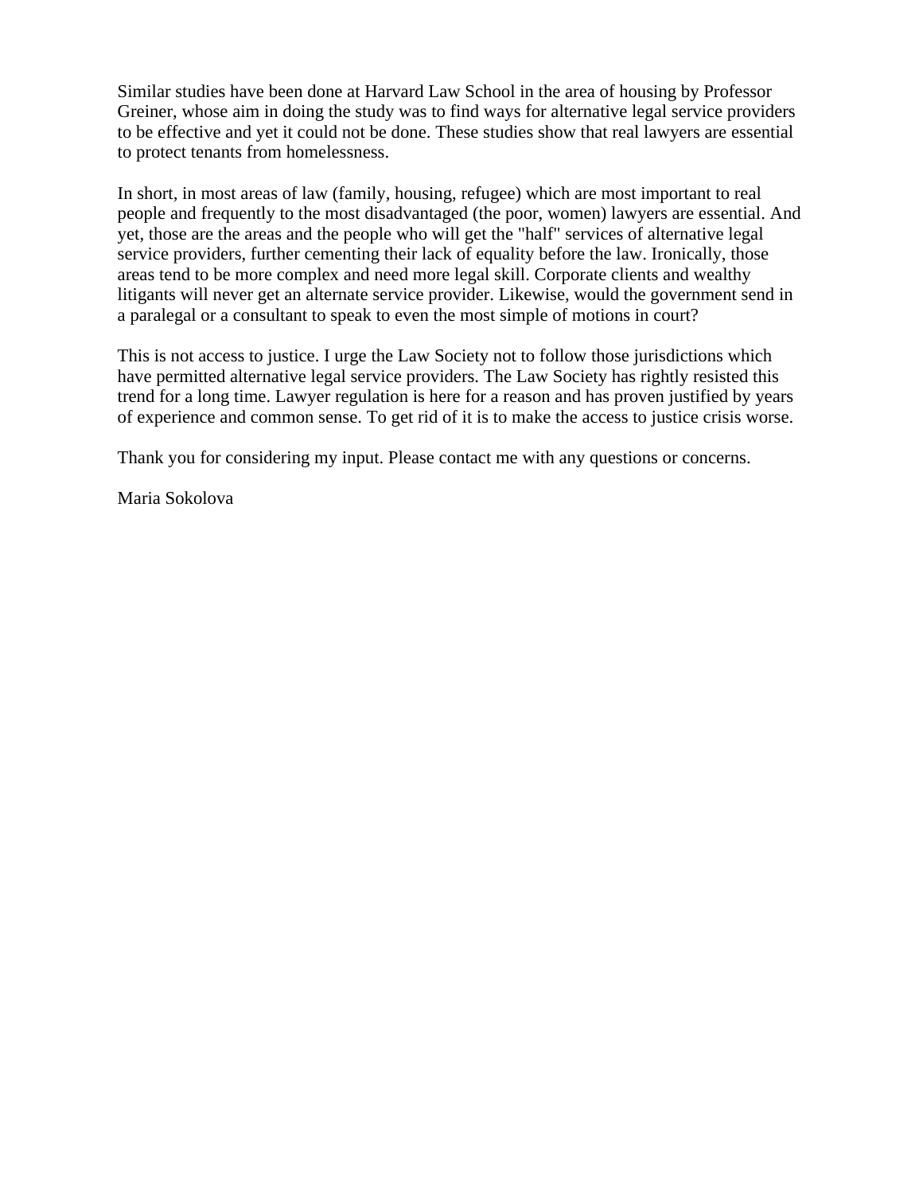Similar studies have been done at Harvard Law School in the area of housing by Professor Greiner, whose aim in doing the study was to find ways for alternative legal service providers to be effective and yet it could not be done. These studies show that real lawyers are essential to protect tenants from homelessness.

In short, in most areas of law (family, housing, refugee) which are most important to real people and frequently to the most disadvantaged (the poor, women) lawyers are essential. And yet, those are the areas and the people who will get the "half" services of alternative legal service providers, further cementing their lack of equality before the law. Ironically, those areas tend to be more complex and need more legal skill. Corporate clients and wealthy litigants will never get an alternate service provider. Likewise, would the government send in a paralegal or a consultant to speak to even the most simple of motions in court?

This is not access to justice. I urge the Law Society not to follow those jurisdictions which have permitted alternative legal service providers. The Law Society has rightly resisted this trend for a long time. Lawyer regulation is here for a reason and has proven justified by years of experience and common sense. To get rid of it is to make the access to justice crisis worse.

Thank you for considering my input. Please contact me with any questions or concerns.

Maria Sokolova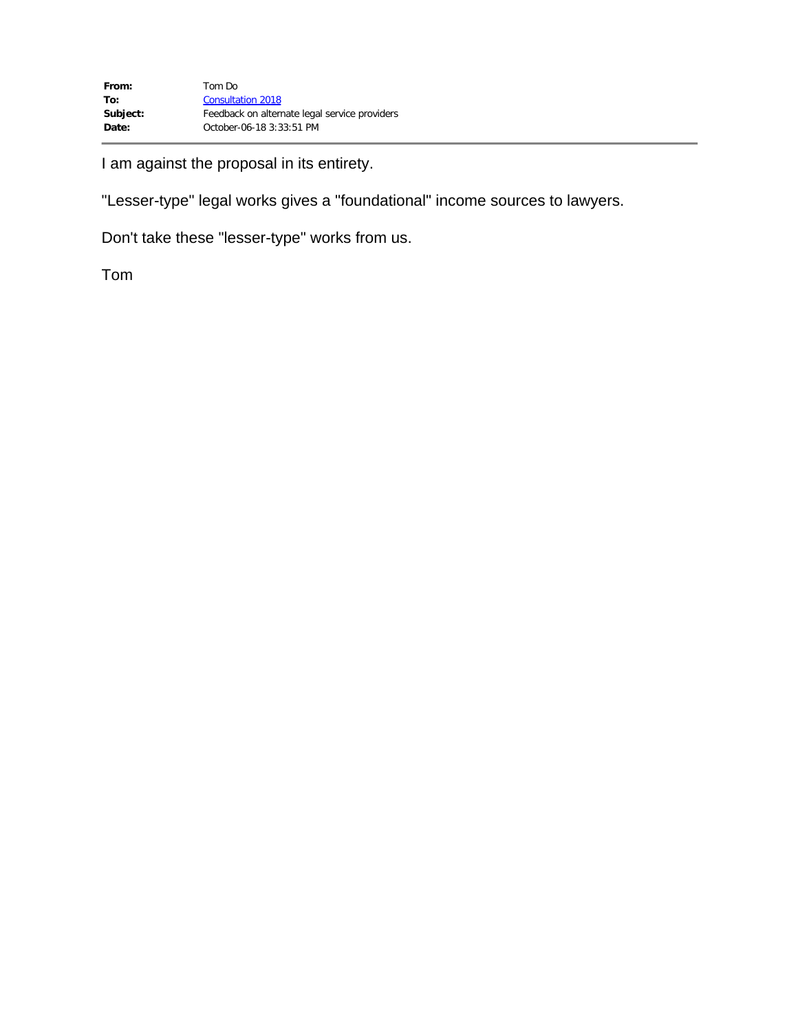| | |
|---|---|
| **From:** | Tom Do |
| **To:** | Consultation 2018 |
| **Subject:** | Feedback on alternate legal service providers |
| **Date:** | October-06-18 3:33:51 PM |

I am against the proposal in its entirety.

"Lesser-type" legal works gives a "foundational" income sources to lawyers.

Don't take these "lesser-type" works from us.

Tom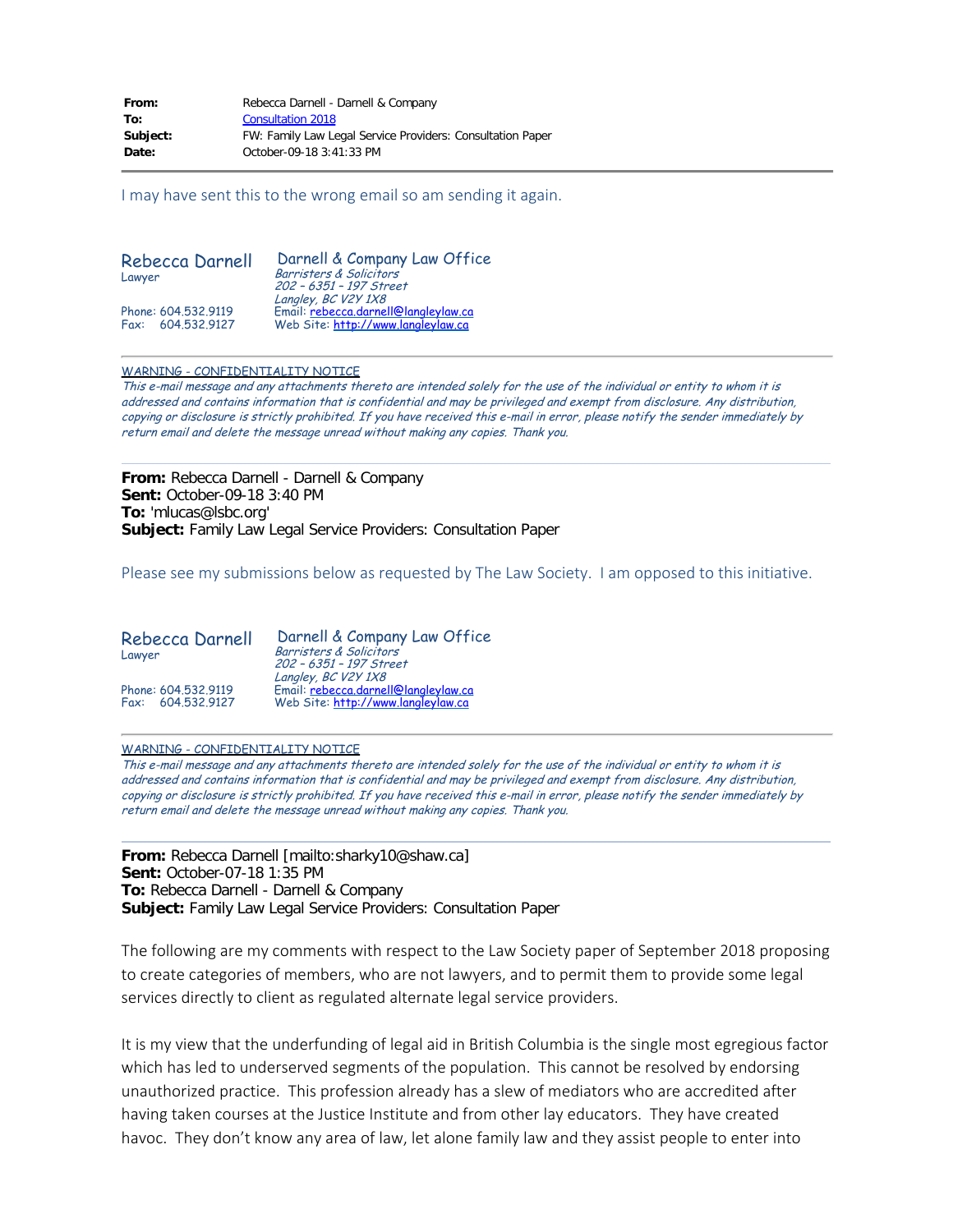| | |
|---|---|
| **From:** | Rebecca Darnell - Darnell & Company |
| **To:** | Consultation 2018 |
| **Subject:** | FW: Family Law Legal Service Providers: Consultation Paper |
| **Date:** | October-09-18 3:41:33 PM |

---

I may have sent this to the wrong email so am sending it again.

Rebecca Darnell
Lawyer

Phone: 604.532.9119
Fax: 604.532.9127

Darnell & Company Law Office
*Barristers & Solicitors*
*202 – 6351 – 197 Street*
*Langley, BC V2Y 1X8*
Email: rebecca.darnell@langleylaw.ca
Web Site: http://www.langleylaw.ca

---

WARNING - CONFIDENTIALITY NOTICE
*This e-mail message and any attachments thereto are intended solely for the use of the individual or entity to whom it is addressed and contains information that is confidential and may be privileged and exempt from disclosure. Any distribution, copying or disclosure is strictly prohibited. If you have received this e-mail in error, please notify the sender immediately by return email and delete the message unread without making any copies. Thank you.*

---

**From:** Rebecca Darnell - Darnell & Company
**Sent:** October-09-18 3:40 PM
**To:** 'mlucas@lsbc.org'
**Subject:** Family Law Legal Service Providers: Consultation Paper

Please see my submissions below as requested by The Law Society. I am opposed to this initiative.

Rebecca Darnell
Lawyer

Phone: 604.532.9119
Fax: 604.532.9127

Darnell & Company Law Office
*Barristers & Solicitors*
*202 – 6351 – 197 Street*
*Langley, BC V2Y 1X8*
Email: rebecca.darnell@langleylaw.ca
Web Site: http://www.langleylaw.ca

---

WARNING - CONFIDENTIALITY NOTICE
*This e-mail message and any attachments thereto are intended solely for the use of the individual or entity to whom it is addressed and contains information that is confidential and may be privileged and exempt from disclosure. Any distribution, copying or disclosure is strictly prohibited. If you have received this e-mail in error, please notify the sender immediately by return email and delete the message unread without making any copies. Thank you.*

---

**From:** Rebecca Darnell [mailto:sharky10@shaw.ca]
**Sent:** October-07-18 1:35 PM
**To:** Rebecca Darnell - Darnell & Company
**Subject:** Family Law Legal Service Providers: Consultation Paper

The following are my comments with respect to the Law Society paper of September 2018 proposing to create categories of members, who are not lawyers, and to permit them to provide some legal services directly to client as regulated alternate legal service providers.

It is my view that the underfunding of legal aid in British Columbia is the single most egregious factor which has led to underserved segments of the population. This cannot be resolved by endorsing unauthorized practice. This profession already has a slew of mediators who are accredited after having taken courses at the Justice Institute and from other lay educators. They have created havoc. They don't know any area of law, let alone family law and they assist people to enter into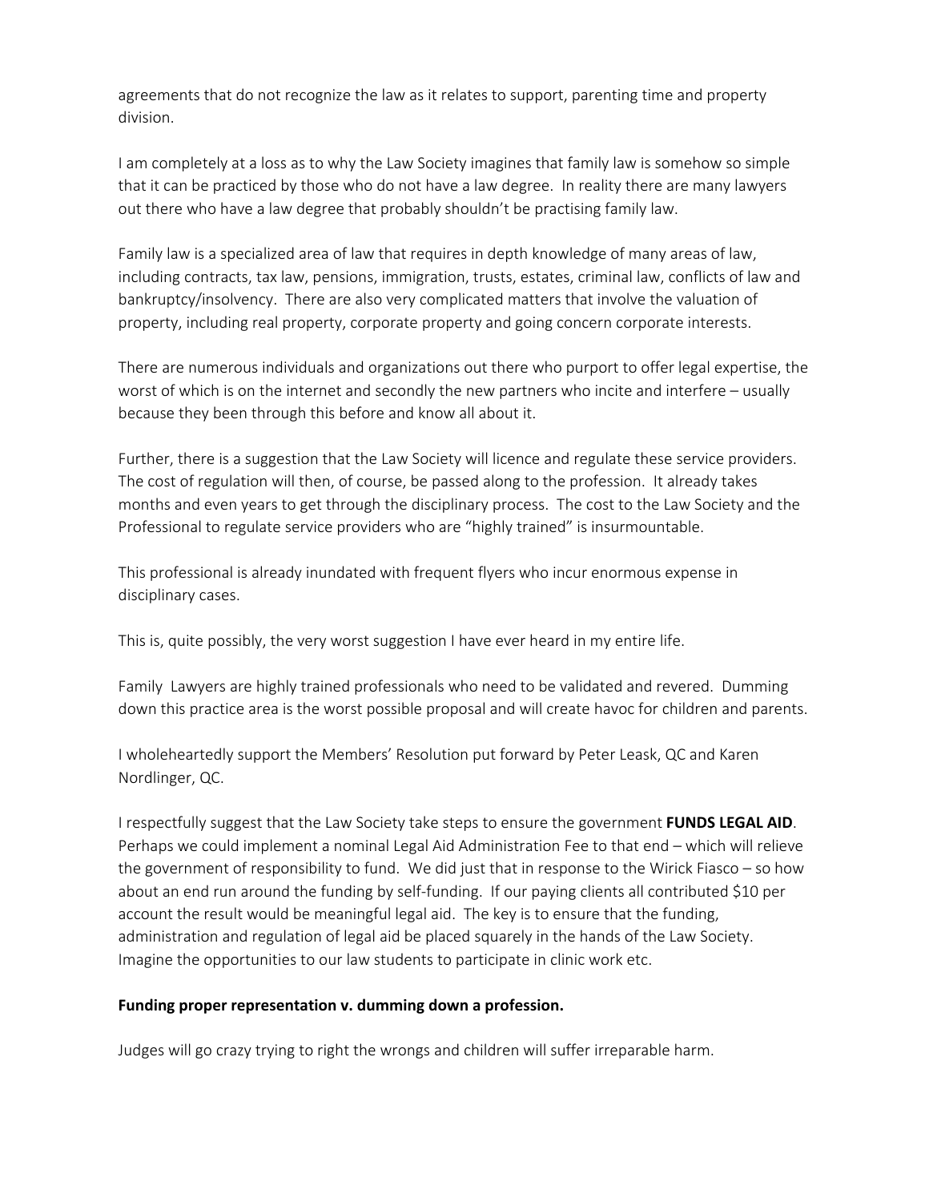agreements that do not recognize the law as it relates to support, parenting time and property division.

I am completely at a loss as to why the Law Society imagines that family law is somehow so simple that it can be practiced by those who do not have a law degree. In reality there are many lawyers out there who have a law degree that probably shouldn't be practising family law.

Family law is a specialized area of law that requires in depth knowledge of many areas of law, including contracts, tax law, pensions, immigration, trusts, estates, criminal law, conflicts of law and bankruptcy/insolvency. There are also very complicated matters that involve the valuation of property, including real property, corporate property and going concern corporate interests.

There are numerous individuals and organizations out there who purport to offer legal expertise, the worst of which is on the internet and secondly the new partners who incite and interfere – usually because they been through this before and know all about it.

Further, there is a suggestion that the Law Society will licence and regulate these service providers. The cost of regulation will then, of course, be passed along to the profession. It already takes months and even years to get through the disciplinary process. The cost to the Law Society and the Professional to regulate service providers who are "highly trained" is insurmountable.

This professional is already inundated with frequent flyers who incur enormous expense in disciplinary cases.

This is, quite possibly, the very worst suggestion I have ever heard in my entire life.

Family Lawyers are highly trained professionals who need to be validated and revered. Dumming down this practice area is the worst possible proposal and will create havoc for children and parents.

I wholeheartedly support the Members' Resolution put forward by Peter Leask, QC and Karen Nordlinger, QC.

I respectfully suggest that the Law Society take steps to ensure the government **FUNDS LEGAL AID**. Perhaps we could implement a nominal Legal Aid Administration Fee to that end – which will relieve the government of responsibility to fund. We did just that in response to the Wirick Fiasco – so how about an end run around the funding by self-funding. If our paying clients all contributed $10 per account the result would be meaningful legal aid. The key is to ensure that the funding, administration and regulation of legal aid be placed squarely in the hands of the Law Society. Imagine the opportunities to our law students to participate in clinic work etc.

**Funding proper representation v. dumming down a profession.**

Judges will go crazy trying to right the wrongs and children will suffer irreparable harm.